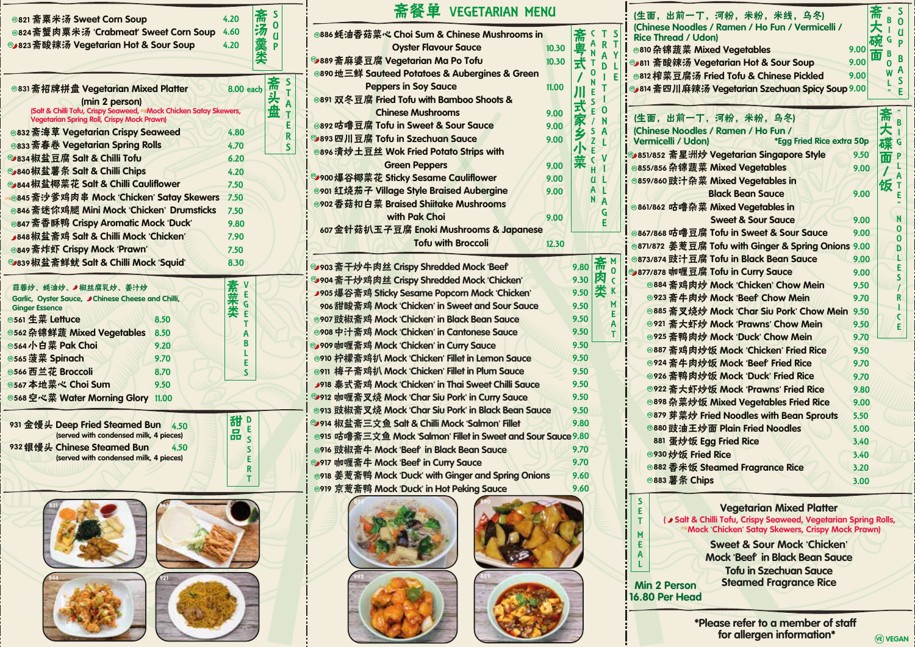# 斋餐单 VEGETARIAN MENU

## 斋汤羹类 SOUP

| Item | Price |
|---|---|
| 821 斋粟米汤 Sweet Corn Soup | 4.20 |
| 824 斋蟹肉粟米汤 'Crabmeat' Sweet Corn Soup | 4.60 |
| 823 斋酸辣汤 Vegetarian Hot & Sour Soup | 4.20 |

## 斋头盘 STARTERS

| Item | Price |
|---|---|
| 831 斋招牌拼盘 Vegetarian Mixed Platter (min 2 person) (Salt & Chilli Tofu, Crispy Seaweed, Mock Chicken Satay Skewers, Vegetarian Spring Roll, Crispy Mock Prawn) | 8.00 each |
| 832 斋海草 Vegetarian Crispy Seaweed | 4.80 |
| 833 斋春卷 Vegetarian Spring Rolls | 4.70 |
| 834 椒盐豆腐 Salt & Chilli Tofu | 6.20 |
| 840 椒盐薯条 Salt & Chilli Chips | 4.20 |
| 844 椒盐椰菜花 Salt & Chilli Cauliflower | 7.50 |
| 845 斋沙爹鸡肉串 Mock 'Chicken' Satay Skewers | 7.50 |
| 846 斋迷你鸡腿 Mini Mock 'Chicken' Drumsticks | 7.50 |
| 847 斋香酥鸭 Crispy Aromatic Mock 'Duck' | 9.80 |
| 848 椒盐斋鸡 Salt & Chilli Mock 'Chicken' | 7.90 |
| 849 斋炸虾 Crispy Mock 'Prawn' | 7.50 |
| 839 椒盐斋鲜鱿 Salt & Chilli Mock 'Squid' | 8.30 |

## 素菜类 VEGETABLES

蒜蓉炒、蚝油炒、椒丝腐乳炒、姜汁炒
Garlic, Oyster Sauce, Chinese Cheese and Chilli, Ginger Essence

| Item | Price |
|---|---|
| 561 生菜 Lettuce | 8.50 |
| 562 杂锦鲜蔬 Mixed Vegetables | 8.50 |
| 564 小白菜 Pak Choi | 9.20 |
| 565 菠菜 Spinach | 9.70 |
| 566 西兰花 Broccoli | 8.70 |
| 567 本地菜心 Choi Sum | 9.50 |
| 568 空心菜 Water Morning Glory | 11.00 |

## 甜品 DESSERT

| Item | Price |
|---|---|
| 931 金馒头 Deep Fried Steamed Bun (served with condensed milk, 4 pieces) | 4.50 |
| 932 银馒头 Chinese Steamed Bun (served with condensed milk, 4 pieces) | 4.50 |

## 斋粤式/川式家乡小菜 TRADITIONAL CANTONESE/SZECHUAN VILLAGE STYLE

| Item | Price |
|---|---|
| 886 蚝油香菇菜心 Choi Sum & Chinese Mushrooms in Oyster Flavour Sauce | 10.30 |
| 889 斋麻婆豆腐 Vegetarian Ma Po Tofu | 10.30 |
| 890 地三鲜 Sauteed Potatoes & Aubergines & Green Peppers in Soy Sauce | 11.00 |
| 891 双冬豆腐 Fried Tofu with Bamboo Shoots & Chinese Mushrooms | 9.00 |
| 892 咕噜豆腐 Tofu in Sweet & Sour Sauce | 9.00 |
| 893 四川豆腐 Tofu in Szechuan Sauce | 9.00 |
| 896 清炒土豆丝 Wok Fried Potato Strips with Green Peppers | 9.00 |
| 900 爆谷椰菜花 Sticky Sesame Cauliflower | 9.00 |
| 901 红烧茄子 Village Style Braised Aubergine | 9.00 |
| 902 香菇扣白菜 Braised Shiitake Mushrooms with Pak Choi | 9.00 |
| 607 金针菇扒玉子豆腐 Enoki Mushrooms & Japanese Tofu with Broccoli | 12.30 |

## 斋肉类 MOCK MEAT

| Item | Price |
|---|---|
| 903 斋干炒牛肉丝 Crispy Shredded Mock 'Beef' | 9.80 |
| 904 斋干炒鸡肉丝 Crispy Shredded Mock 'Chicken' | 9.30 |
| 905 爆谷斋鸡 Sticky Sesame Popcorn Mock 'Chicken' | 9.50 |
| 906 甜酸斋鸡 Mock 'Chicken' in Sweet and Sour Sauce | 9.50 |
| 907 豉椒斋鸡 Mock 'Chicken' in Black Bean Sauce | 9.50 |
| 908 中汁斋鸡 Mock 'Chicken' in Cantonese Sauce | 9.50 |
| 909 咖喱斋鸡 Mock 'Chicken' in Curry Sauce | 9.50 |
| 910 柠檬斋鸡扒 Mock 'Chicken' Fillet in Lemon Sauce | 9.50 |
| 911 梅子斋鸡扒 Mock 'Chicken' Fillet in Plum Sauce | 9.50 |
| 918 泰式斋鸡 Mock 'Chicken' in Thai Sweet Chilli Sauce | 9.50 |
| 912 咖喱斋叉烧 Mock 'Char Siu Pork' in Curry Sauce | 9.50 |
| 913 豉椒斋叉烧 Mock 'Char Siu Pork' in Black Bean Sauce | 9.50 |
| 914 椒盐斋三文鱼 Salt & Chilli Mock 'Salmon' Fillet | 9.80 |
| 915 咕噜斋三文鱼 Mock 'Salmon' Fillet in Sweet and Sour Sauce | 9.80 |
| 916 豉椒斋牛 Mock 'Beef' in Black Bean Sauce | 9.70 |
| 917 咖喱斋牛 Mock 'Beef' in Curry Sauce | 9.70 |
| 918 姜葱斋鸭 Mock 'Duck' with Ginger and Spring Onions | 9.60 |
| 919 京葱斋鸭 Mock 'Duck' in Hot Peking Sauce | 9.60 |

## 斋大碗面 "BIG BOWL" SOUP BASE

(生面，出前一丁，河粉，米粉，米线，乌冬)
(Chinese Noodles / Ramen / Ho Fun / Vermicelli / Rice Thread / Udon)

| Item | Price |
|---|---|
| 810 杂锦蔬菜 Mixed Vegetables | 9.00 |
| 811 斋酸辣汤 Vegetarian Hot & Sour Soup | 9.00 |
| 812 榨菜豆腐汤 Fried Tofu & Chinese Pickled | 9.00 |
| 814 斋四川麻辣汤 Vegetarian Szechuan Spicy Soup | 9.00 |

## 斋大碟面/饭 "BIG PLATE" NOODLES/RICE

(生面，出前一丁，河粉，米粉，乌冬)
(Chinese Noodles / Ramen / Ho Fun / Vermicelli / Udon)
*Egg Fried Rice extra 50p

| Item | Price |
|---|---|
| 851/852 斋星洲炒 Vegetarian Singapore Style | 9.50 |
| 855/856 杂锦蔬菜 Mixed Vegetables | 9.00 |
| 859/860 豉汁杂菜 Mixed Vegetables in Black Bean Sauce | 9.00 |
| 861/862 咕噜杂菜 Mixed Vegetables in Sweet & Sour Sauce | 9.00 |
| 867/868 咕噜豆腐 Tofu in Sweet & Sour Sauce | 9.00 |
| 871/872 姜葱豆腐 Tofu with Ginger & Spring Onions | 9.00 |
| 873/874 豉汁豆腐 Tofu in Black Bean Sauce | 9.00 |
| 877/878 咖喱豆腐 Tofu in Curry Sauce | 9.00 |
| 884 斋鸡肉炒 Mock 'Chicken' Chow Mein | 9.50 |
| 923 斋牛肉炒 Mock 'Beef' Chow Mein | 9.70 |
| 885 斋叉烧炒 Mock 'Char Siu Pork' Chow Mein | 9.50 |
| 921 斋大虾炒 Mock 'Prawns' Chow Mein | 9.50 |
| 925 斋鸭肉炒 Mock 'Duck' Chow Mein | 9.70 |
| 887 斋鸡肉炒饭 Mock 'Chicken' Fried Rice | 9.50 |
| 924 斋牛肉炒饭 Mock 'Beef' Fried Rice | 9.70 |
| 926 斋鸭肉炒饭 Mock 'Duck' Fried Rice | 9.70 |
| 922 斋大虾炒饭 Mock 'Prawns' Fried Rice | 9.80 |
| 898 杂菜炒饭 Mixed Vegetables Fried Rice | 9.00 |
| 879 芽菜炒 Fried Noodles with Bean Sprouts | 5.50 |
| 880 豉油王炒面 Plain Fried Noodles | 5.00 |
| 881 蛋炒饭 Egg Fried Rice | 3.40 |
| 930 炒饭 Fried Rice | 3.40 |
| 882 香米饭 Steamed Fragrance Rice | 3.20 |
| 883 薯条 Chips | 3.00 |

## SET MEAL

**Min 2 Person**
**16.80 Per Head**

Vegetarian Mixed Platter
(Salt & Chilli Tofu, Crispy Seaweed, Vegetarian Spring Rolls, Mock 'Chicken' Satay Skewers, Crispy Mock Prawn)

Sweet & Sour Mock 'Chicken'
Mock 'Beef' in Black Bean Sauce
Tofu in Szechuan Sauce
Steamed Fragrance Rice

*Please refer to a member of staff for allergen information*

Ⓥ VEGAN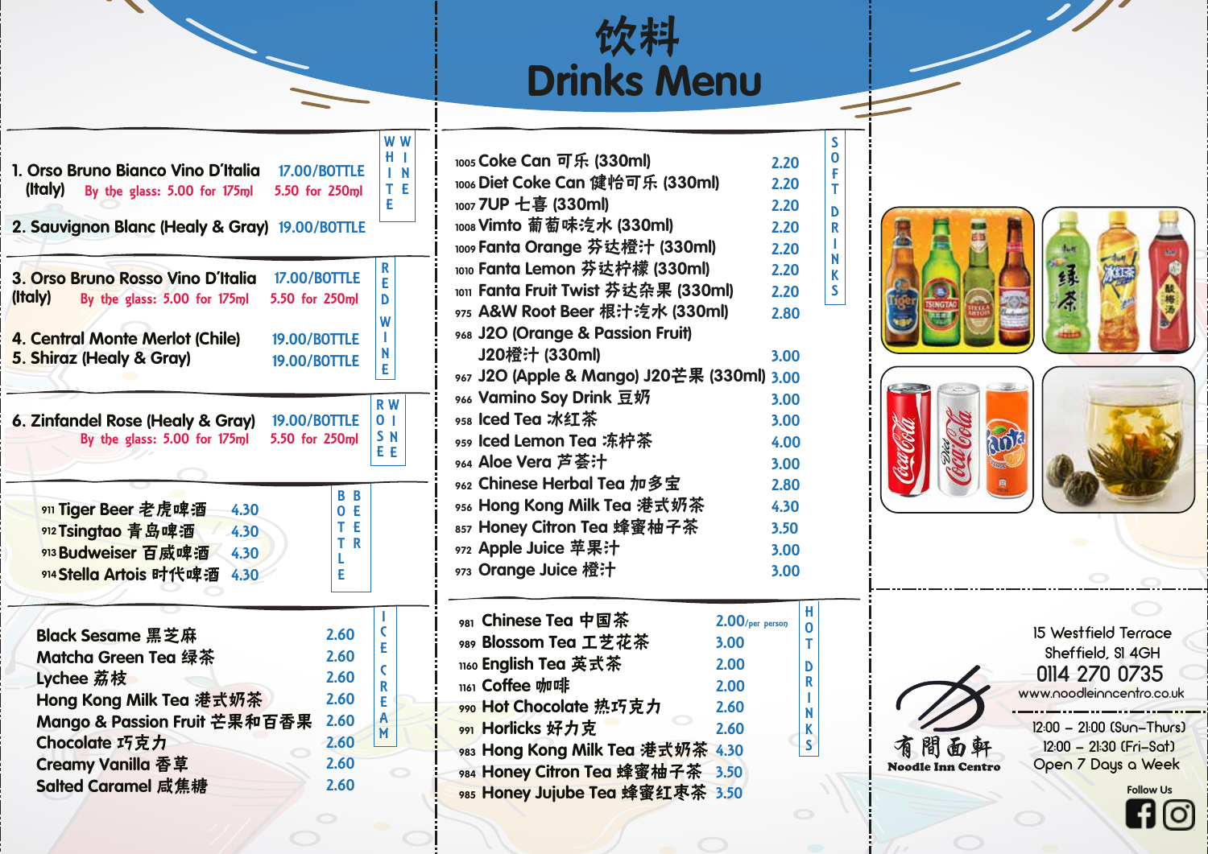# 饮料
# Drinks Menu

## White Wine

1. Orso Bruno Bianco Vino D'Italia (Italy) — 17.00/BOTTLE
   By the glass: 5.00 for 175ml, 5.50 for 250ml
2. Sauvignon Blanc (Healy & Gray) — 19.00/BOTTLE

## Red Wine

3. Orso Bruno Rosso Vino D'Italia (Italy) — 17.00/BOTTLE
   By the glass: 5.00 for 175ml, 5.50 for 250ml
4. Central Monte Merlot (Chile) — 19.00/BOTTLE
5. Shiraz (Healy & Gray) — 19.00/BOTTLE

## Rose Wine

6. Zinfandel Rose (Healy & Gray) — 19.00/BOTTLE
   By the glass: 5.00 for 175ml, 5.50 for 250ml

## Bottle Beer

| | | |
|---|---|---|
| 911 | Tiger Beer 老虎啤酒 | 4.30 |
| 912 | Tsingtao 青岛啤酒 | 4.30 |
| 913 | Budweiser 百威啤酒 | 4.30 |
| 914 | Stella Artois 时代啤酒 | 4.30 |

## Ice Cream

| | |
|---|---|
| Black Sesame 黑芝麻 | 2.60 |
| Matcha Green Tea 绿茶 | 2.60 |
| Lychee 荔枝 | 2.60 |
| Hong Kong Milk Tea 港式奶茶 | 2.60 |
| Mango & Passion Fruit 芒果和百香果 | 2.60 |
| Chocolate 巧克力 | 2.60 |
| Creamy Vanilla 香草 | 2.60 |
| Salted Caramel 咸焦糖 | 2.60 |

## Soft Drinks

| | | |
|---|---|---|
| 1005 | Coke Can 可乐 (330ml) | 2.20 |
| 1006 | Diet Coke Can 健怡可乐 (330ml) | 2.20 |
| 1007 | 7UP 七喜 (330ml) | 2.20 |
| 1008 | Vimto 葡萄味汽水 (330ml) | 2.20 |
| 1009 | Fanta Orange 芬达橙汁 (330ml) | 2.20 |
| 1010 | Fanta Lemon 芬达柠檬 (330ml) | 2.20 |
| 1011 | Fanta Fruit Twist 芬达杂果 (330ml) | 2.20 |
| 975 | A&W Root Beer 根汁汽水 (330ml) | 2.80 |
| 968 | J2O (Orange & Passion Fruit) J20橙汁 (330ml) | 3.00 |
| 967 | J2O (Apple & Mango) J20芒果 (330ml) | 3.00 |
| 966 | Vamino Soy Drink 豆奶 | 3.00 |
| 958 | Iced Tea 冰红茶 | 3.00 |
| 959 | Iced Lemon Tea 冻柠茶 | 4.00 |
| 964 | Aloe Vera 芦荟汁 | 3.00 |
| 962 | Chinese Herbal Tea 加多宝 | 2.80 |
| 956 | Hong Kong Milk Tea 港式奶茶 | 4.30 |
| 857 | Honey Citron Tea 蜂蜜柚子茶 | 3.50 |
| 972 | Apple Juice 苹果汁 | 3.00 |
| 973 | Orange Juice 橙汁 | 3.00 |

## Hot Drinks

| | | |
|---|---|---|
| 981 | Chinese Tea 中国茶 | 2.00/per person |
| 989 | Blossom Tea 工艺花茶 | 3.00 |
| 1160 | English Tea 英式茶 | 2.00 |
| 1161 | Coffee 咖啡 | 2.00 |
| 990 | Hot Chocolate 热巧克力 | 2.60 |
| 991 | Horlicks 好力克 | 2.60 |
| 983 | Hong Kong Milk Tea 港式奶茶 | 4.30 |
| 984 | Honey Citron Tea 蜂蜜柚子茶 | 3.50 |
| 985 | Honey Jujube Tea 蜂蜜红枣茶 | 3.50 |

有間面軒
Noodle Inn Centro

15 Westfield Terrace
Sheffield, S1 4GH
0114 270 0735
www.noodleinncentro.co.uk

12:00 – 21:00 (Sun–Thurs)
12:00 – 21:30 (Fri–Sat)
Open 7 Days a Week

Follow Us